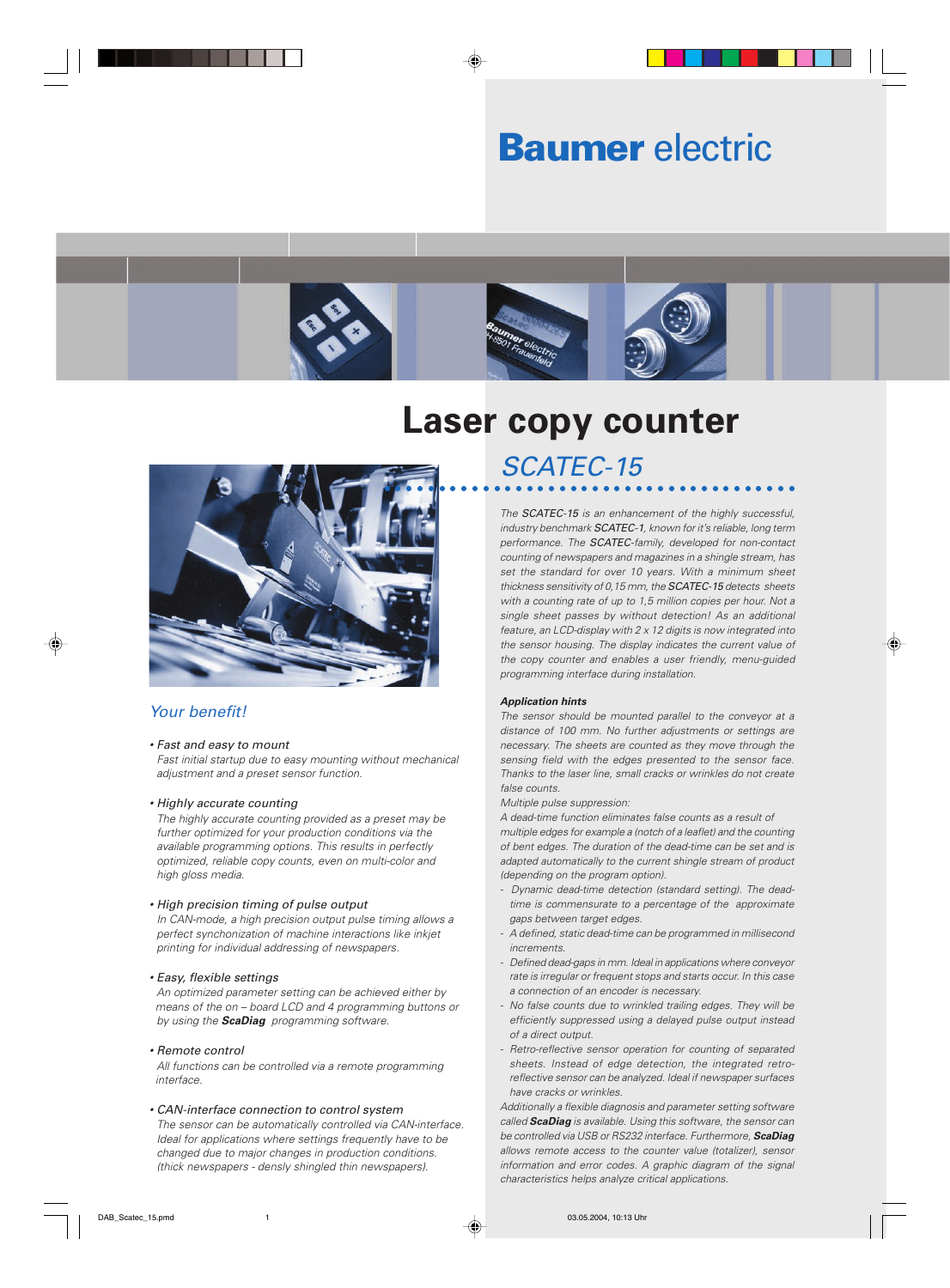Baumer electric

# Laser copy counter

## SCATEC-15

*The **SCATEC-15** is an enhancement of the highly successful, industry benchmark **SCATEC-1**, known for it's reliable, long term performance. The **SCATEC**-family, developed for non-contact counting of newspapers and magazines in a shingle stream, has set the standard for over 10 years. With a minimum sheet thickness sensitivity of 0,15 mm, the **SCATEC-15** detects sheets with a counting rate of up to 1,5 million copies per hour. Not a single sheet passes by without detection! As an additional feature, an LCD-display with 2 x 12 digits is now integrated into the sensor housing. The display indicates the current value of the copy counter and enables a user friendly, menu-guided programming interface during installation.*

### Application hints

*The sensor should be mounted parallel to the conveyor at a distance of 100 mm. No further adjustments or settings are necessary. The sheets are counted as they move through the sensing field with the edges presented to the sensor face. Thanks to the laser line, small cracks or wrinkles do not create false counts.*

*Multiple pulse suppression:*

*A dead-time function eliminates false counts as a result of multiple edges for example a (notch of a leaflet) and the counting of bent edges. The duration of the dead-time can be set and is adapted automatically to the current shingle stream of product (depending on the program option).*

- *Dynamic dead-time detection (standard setting). The dead-time is commensurate to a percentage of the approximate gaps between target edges.*
- *A defined, static dead-time can be programmed in millisecond increments.*
- *Defined dead-gaps in mm. Ideal in applications where conveyor rate is irregular or frequent stops and starts occur. In this case a connection of an encoder is necessary.*
- *No false counts due to wrinkled trailing edges. They will be efficiently suppressed using a delayed pulse output instead of a direct output.*
- *Retro-reflective sensor operation for counting of separated sheets. Instead of edge detection, the integrated retro-reflective sensor can be analyzed. Ideal if newspaper surfaces have cracks or wrinkles.*

*Additionally a flexible diagnosis and parameter setting software called **ScaDiag** is available. Using this software, the sensor can be controlled via USB or RS232 interface. Furthermore, **ScaDiag** allows remote access to the counter value (totalizer), sensor information and error codes. A graphic diagram of the signal characteristics helps analyze critical applications.*

### *Your benefit!*

- *Fast and easy to mount*
  *Fast initial startup due to easy mounting without mechanical adjustment and a preset sensor function.*
- *Highly accurate counting*
  *The highly accurate counting provided as a preset may be further optimized for your production conditions via the available programming options. This results in perfectly optimized, reliable copy counts, even on multi-color and high gloss media.*
- *High precision timing of pulse output*
  *In CAN-mode, a high precision output pulse timing allows a perfect synchonization of machine interactions like inkjet printing for individual addressing of newspapers.*
- *Easy, flexible settings*
  *An optimized parameter setting can be achieved either by means of the on – board LCD and 4 programming buttons or by using the **ScaDiag** programming software.*
- *Remote control*
  *All functions can be controlled via a remote programming interface.*
- *CAN-interface connection to control system*
  *The sensor can be automatically controlled via CAN-interface. Ideal for applications where settings frequently have to be changed due to major changes in production conditions. (thick newspapers - densly shingled thin newspapers).*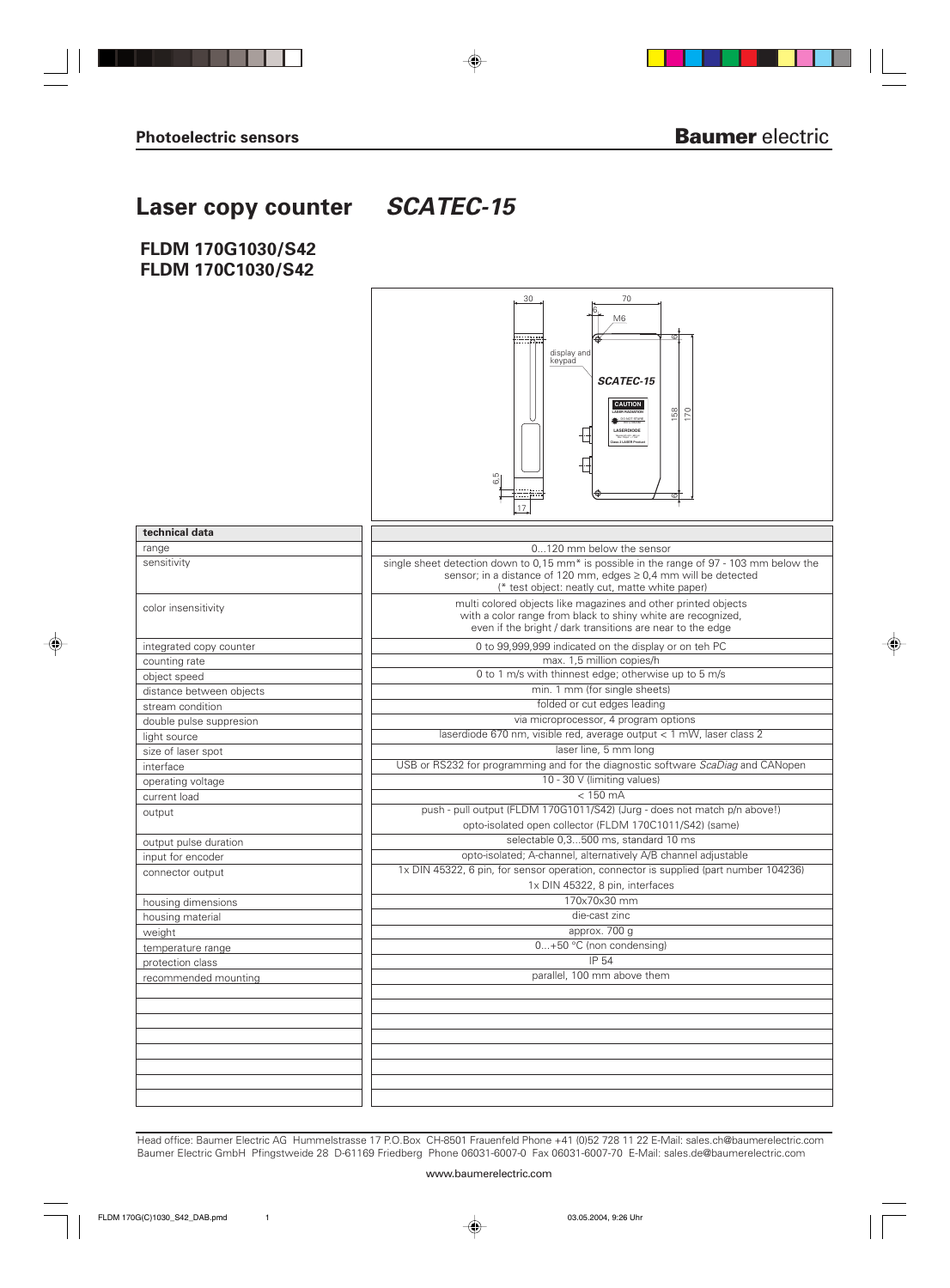Photoelectric sensors

# Laser copy counter *SCATEC-15*

## FLDM 170G1030/S42
## FLDM 170C1030/S42

30
70
6
M6
display and keypad
*SCATEC-15*
CAUTION
LASER RADIATION
DO NOT STARE INTO BEAM
LASERDIODE
Class 2 LASER Product
158
170
6
6
6,5
17

| technical data | |
|---|---|
| range | 0...120 mm below the sensor |
| sensitivity | single sheet detection down to 0,15 mm* is possible in the range of 97 - 103 mm below the sensor; in a distance of 120 mm, edges ≥ 0,4 mm will be detected (* test object: neatly cut, matte white paper) |
| color insensitivity | multi colored objects like magazines and other printed objects with a color range from black to shiny white are recognized, even if the bright / dark transitions are near to the edge |
| integrated copy counter | 0 to 99,999,999 indicated on the display or on teh PC |
| counting rate | max. 1,5 million copies/h |
| object speed | 0 to 1 m/s with thinnest edge; otherwise up to 5 m/s |
| distance between objects | min. 1 mm (for single sheets) |
| stream condition | folded or cut edges leading |
| double pulse suppresion | via microprocessor, 4 program options |
| light source | laserdiode 670 nm, visible red, average output < 1 mW, laser class 2 |
| size of laser spot | laser line, 5 mm long |
| interface | USB or RS232 for programming and for the diagnostic software *ScaDiag* and CANopen |
| operating voltage | 10 - 30 V (limiting values) |
| current load | < 150 mA |
| output | push - pull output (FLDM 170G1011/S42) (Jurg - does not match p/n above!)<br>opto-isolated open collector (FLDM 170C1011/S42) (same) |
| output pulse duration | selectable 0,3...500 ms, standard 10 ms |
| input for encoder | opto-isolated; A-channel, alternatively A/B channel adjustable |
| connector output | 1x DIN 45322, 6 pin, for sensor operation, connector is supplied (part number 104236)<br>1x DIN 45322, 8 pin, interfaces |
| housing dimensions | 170x70x30 mm |
| housing material | die-cast zinc |
| weight | approx. 700 g |
| temperature range | 0...+50 °C (non condensing) |
| protection class | IP 54 |
| recommended mounting | parallel, 100 mm above them |

Head office: Baumer Electric AG Hummelstrasse 17 P.O.Box CH-8501 Frauenfeld Phone +41 (0)52 728 11 22 E-Mail: sales.ch@baumerelectric.com
Baumer Electric GmbH Pfingstweide 28 D-61169 Friedberg Phone 06031-6007-0 Fax 06031-6007-70 E-Mail: sales.de@baumerelectric.com

www.baumerelectric.com